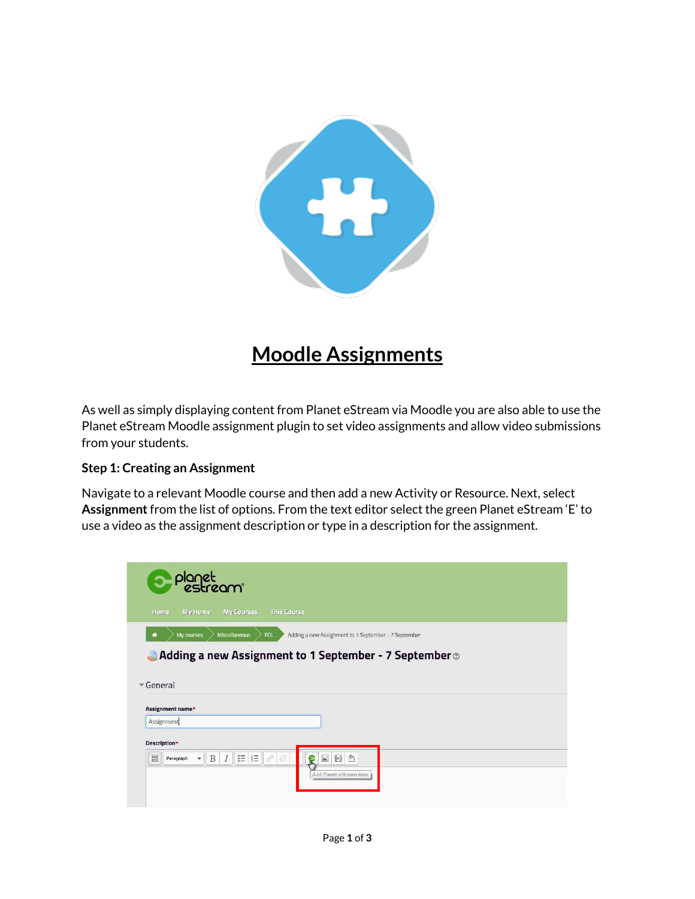# Moodle Assignments

As well as simply displaying content from Planet eStream via Moodle you are also able to use the Planet eStream Moodle assignment plugin to set video assignments and allow video submissions from your students.

### Step 1: Creating an Assignment

Navigate to a relevant Moodle course and then add a new Activity or Resource. Next, select **Assignment** from the list of options. From the text editor select the green Planet eStream 'E' to use a video as the assignment description or type in a description for the assignment.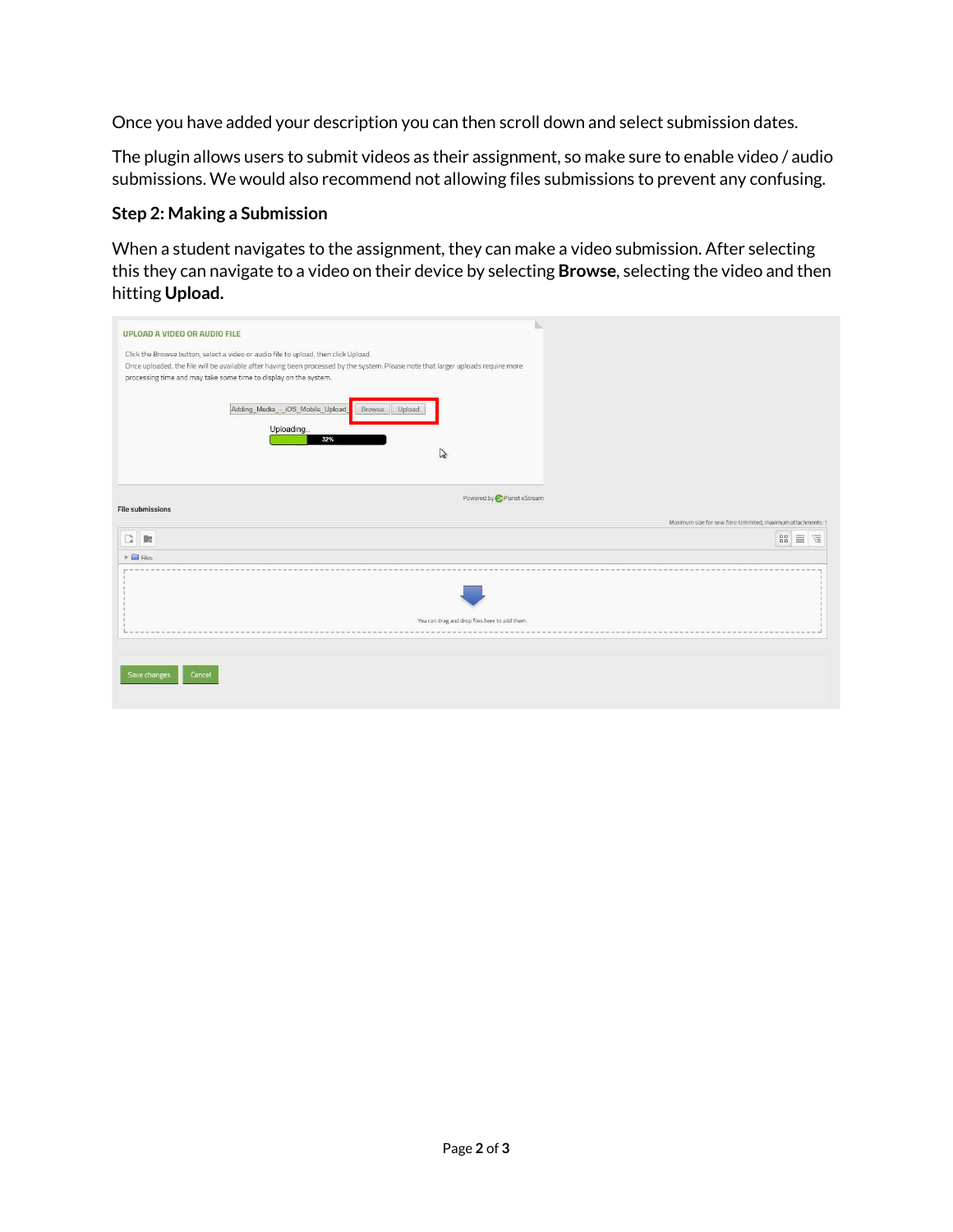Once you have added your description you can then scroll down and select submission dates.

The plugin allows users to submit videos as their assignment, so make sure to enable video / audio submissions. We would also recommend not allowing files submissions to prevent any confusing.

### Step 2: Making a Submission

When a student navigates to the assignment, they can make a video submission. After selecting this they can navigate to a video on their device by selecting **Browse**, selecting the video and then hitting **Upload.**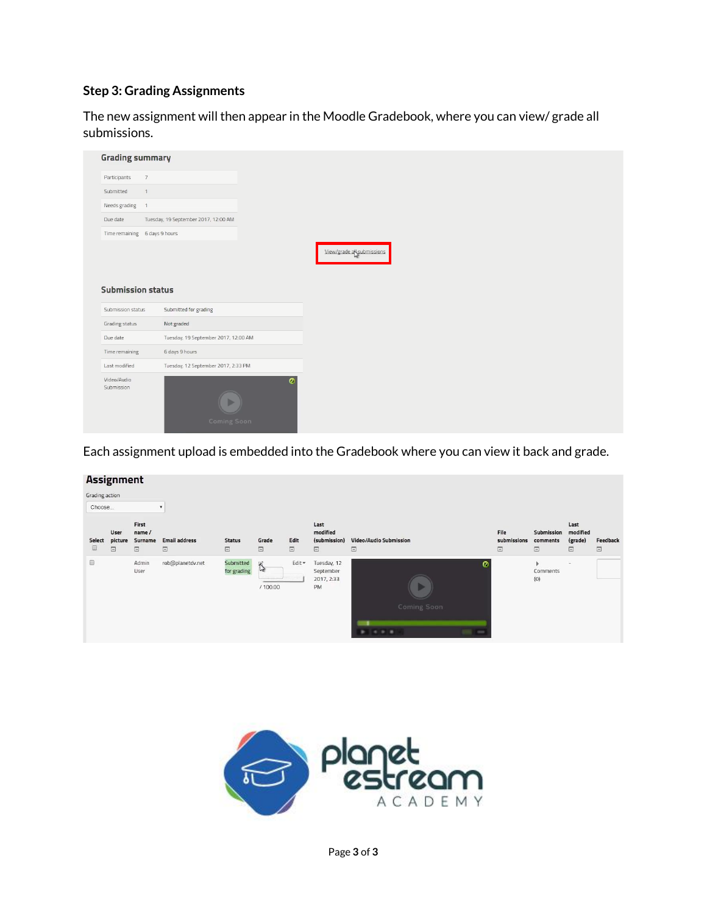### Step 3: Grading Assignments

The new assignment will then appear in the Moodle Gradebook, where you can view/ grade all submissions.

**Grading summary**

| | |
|---|---|
| Participants | 7 |
| Submitted | 1 |
| Needs grading | 1 |
| Due date | Tuesday, 19 September 2017, 12:00 AM |
| Time remaining | 6 days 9 hours |

View/grade all submissions

**Submission status**

| | |
|---|---|
| Submission status | Submitted for grading |
| Grading status | Not graded |
| Due date | Tuesday, 19 September 2017, 12:00 AM |
| Time remaining | 6 days 9 hours |
| Last modified | Tuesday, 12 September 2017, 2:33 PM |
| Video/Audio Submission | Coming Soon |

Each assignment upload is embedded into the Gradebook where you can view it back and grade.

**Assignment**

Grading action

Choose...

| Select | User picture | First name / Surname | Email address | Status | Grade | Edit | Last modified (submission) | Video/Audio Submission | File submissions | Submission comments | Last modified (grade) | Feedback |
|---|---|---|---|---|---|---|---|---|---|---|---|---|
| | | Admin User | rob@planetdv.net | Submitted for grading | / 100.00 | Edit | Tuesday, 12 September 2017, 2:33 PM | Coming Soon | | Comments (0) | - | |